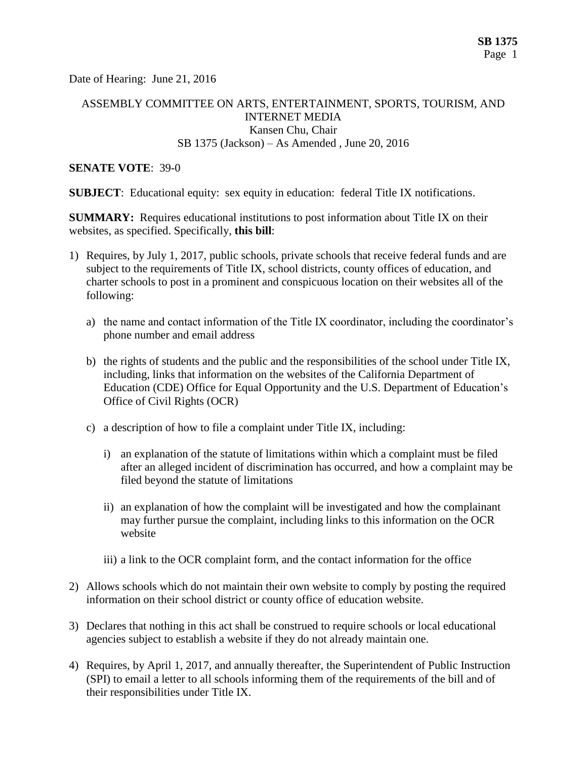Date of Hearing: June 21, 2016

ASSEMBLY COMMITTEE ON ARTS, ENTERTAINMENT, SPORTS, TOURISM, AND INTERNET MEDIA
Kansen Chu, Chair
SB 1375 (Jackson) – As Amended , June 20, 2016

**SENATE VOTE**: 39-0

**SUBJECT**: Educational equity: sex equity in education: federal Title IX notifications.

**SUMMARY:** Requires educational institutions to post information about Title IX on their websites, as specified. Specifically, **this bill**:

1) Requires, by July 1, 2017, public schools, private schools that receive federal funds and are subject to the requirements of Title IX, school districts, county offices of education, and charter schools to post in a prominent and conspicuous location on their websites all of the following:

   a) the name and contact information of the Title IX coordinator, including the coordinator's phone number and email address

   b) the rights of students and the public and the responsibilities of the school under Title IX, including, links that information on the websites of the California Department of Education (CDE) Office for Equal Opportunity and the U.S. Department of Education's Office of Civil Rights (OCR)

   c) a description of how to file a complaint under Title IX, including:

      i) an explanation of the statute of limitations within which a complaint must be filed after an alleged incident of discrimination has occurred, and how a complaint may be filed beyond the statute of limitations

      ii) an explanation of how the complaint will be investigated and how the complainant may further pursue the complaint, including links to this information on the OCR website

      iii) a link to the OCR complaint form, and the contact information for the office

2) Allows schools which do not maintain their own website to comply by posting the required information on their school district or county office of education website.

3) Declares that nothing in this act shall be construed to require schools or local educational agencies subject to establish a website if they do not already maintain one.

4) Requires, by April 1, 2017, and annually thereafter, the Superintendent of Public Instruction (SPI) to email a letter to all schools informing them of the requirements of the bill and of their responsibilities under Title IX.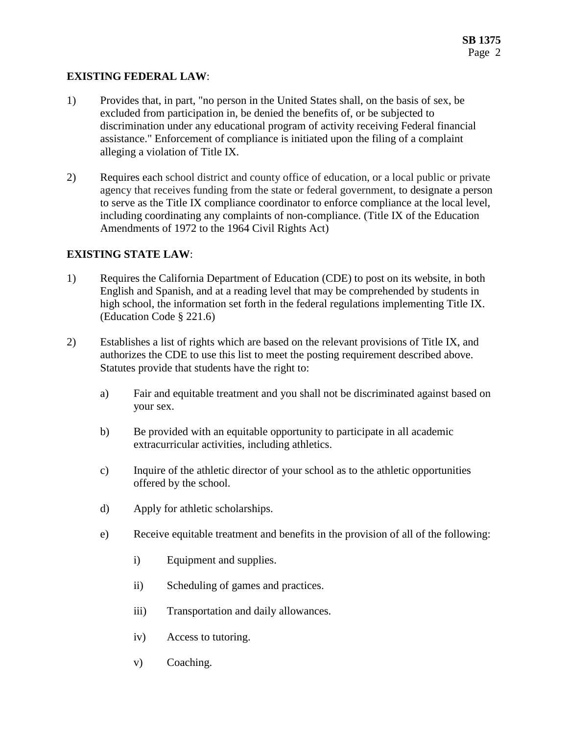**EXISTING FEDERAL LAW**:

1) Provides that, in part, "no person in the United States shall, on the basis of sex, be excluded from participation in, be denied the benefits of, or be subjected to discrimination under any educational program of activity receiving Federal financial assistance." Enforcement of compliance is initiated upon the filing of a complaint alleging a violation of Title IX.

2) Requires each school district and county office of education, or a local public or private agency that receives funding from the state or federal government, to designate a person to serve as the Title IX compliance coordinator to enforce compliance at the local level, including coordinating any complaints of non-compliance. (Title IX of the Education Amendments of 1972 to the 1964 Civil Rights Act)

**EXISTING STATE LAW**:

1) Requires the California Department of Education (CDE) to post on its website, in both English and Spanish, and at a reading level that may be comprehended by students in high school, the information set forth in the federal regulations implementing Title IX. (Education Code § 221.6)

2) Establishes a list of rights which are based on the relevant provisions of Title IX, and authorizes the CDE to use this list to meet the posting requirement described above. Statutes provide that students have the right to:

   a) Fair and equitable treatment and you shall not be discriminated against based on your sex.

   b) Be provided with an equitable opportunity to participate in all academic extracurricular activities, including athletics.

   c) Inquire of the athletic director of your school as to the athletic opportunities offered by the school.

   d) Apply for athletic scholarships.

   e) Receive equitable treatment and benefits in the provision of all of the following:

      i) Equipment and supplies.

      ii) Scheduling of games and practices.

      iii) Transportation and daily allowances.

      iv) Access to tutoring.

      v) Coaching.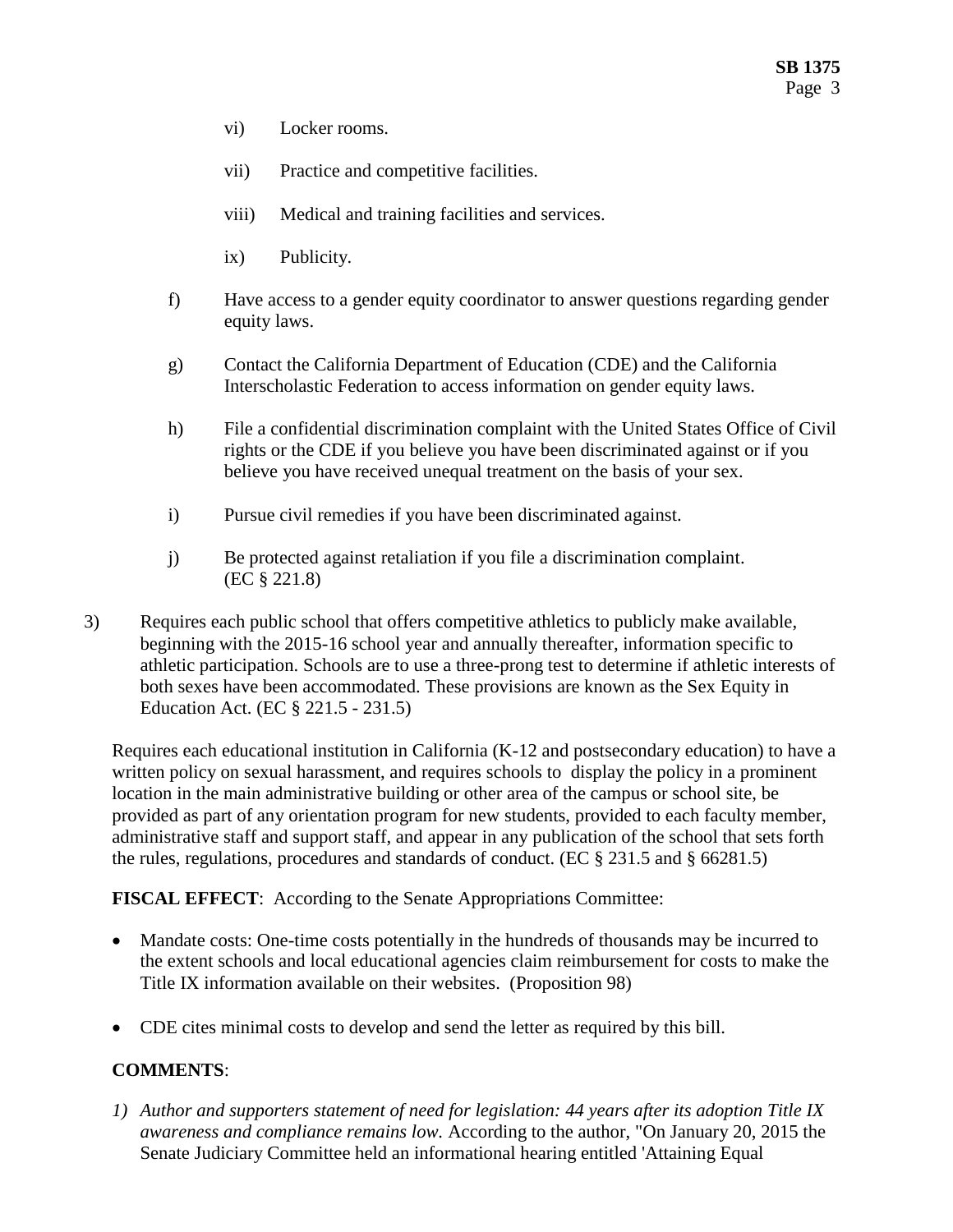vi) Locker rooms.

   vii) Practice and competitive facilities.

   viii) Medical and training facilities and services.

   ix) Publicity.

f) Have access to a gender equity coordinator to answer questions regarding gender equity laws.

g) Contact the California Department of Education (CDE) and the California Interscholastic Federation to access information on gender equity laws.

h) File a confidential discrimination complaint with the United States Office of Civil rights or the CDE if you believe you have been discriminated against or if you believe you have received unequal treatment on the basis of your sex.

i) Pursue civil remedies if you have been discriminated against.

j) Be protected against retaliation if you file a discrimination complaint. (EC § 221.8)

3) Requires each public school that offers competitive athletics to publicly make available, beginning with the 2015-16 school year and annually thereafter, information specific to athletic participation. Schools are to use a three-prong test to determine if athletic interests of both sexes have been accommodated. These provisions are known as the Sex Equity in Education Act. (EC § 221.5 - 231.5)

Requires each educational institution in California (K-12 and postsecondary education) to have a written policy on sexual harassment, and requires schools to display the policy in a prominent location in the main administrative building or other area of the campus or school site, be provided as part of any orientation program for new students, provided to each faculty member, administrative staff and support staff, and appear in any publication of the school that sets forth the rules, regulations, procedures and standards of conduct. (EC § 231.5 and § 66281.5)

**FISCAL EFFECT**: According to the Senate Appropriations Committee:

- Mandate costs: One-time costs potentially in the hundreds of thousands may be incurred to the extent schools and local educational agencies claim reimbursement for costs to make the Title IX information available on their websites. (Proposition 98)

- CDE cites minimal costs to develop and send the letter as required by this bill.

**COMMENTS**:

1) *Author and supporters statement of need for legislation: 44 years after its adoption Title IX awareness and compliance remains low.* According to the author, "On January 20, 2015 the Senate Judiciary Committee held an informational hearing entitled 'Attaining Equal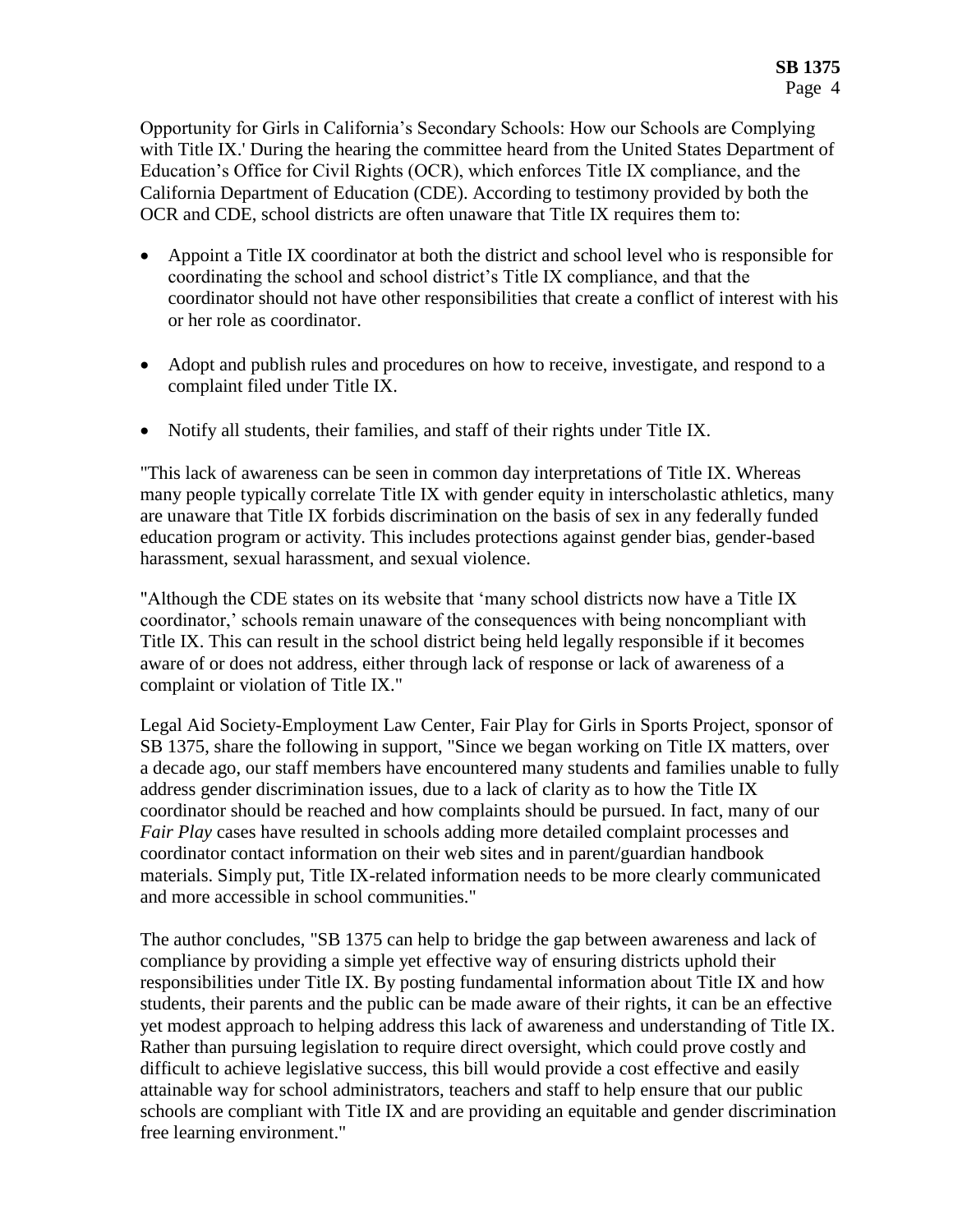Opportunity for Girls in California's Secondary Schools: How our Schools are Complying with Title IX.' During the hearing the committee heard from the United States Department of Education's Office for Civil Rights (OCR), which enforces Title IX compliance, and the California Department of Education (CDE). According to testimony provided by both the OCR and CDE, school districts are often unaware that Title IX requires them to:

- Appoint a Title IX coordinator at both the district and school level who is responsible for coordinating the school and school district's Title IX compliance, and that the coordinator should not have other responsibilities that create a conflict of interest with his or her role as coordinator.
- Adopt and publish rules and procedures on how to receive, investigate, and respond to a complaint filed under Title IX.
- Notify all students, their families, and staff of their rights under Title IX.

"This lack of awareness can be seen in common day interpretations of Title IX. Whereas many people typically correlate Title IX with gender equity in interscholastic athletics, many are unaware that Title IX forbids discrimination on the basis of sex in any federally funded education program or activity. This includes protections against gender bias, gender-based harassment, sexual harassment, and sexual violence.

"Although the CDE states on its website that 'many school districts now have a Title IX coordinator,' schools remain unaware of the consequences with being noncompliant with Title IX. This can result in the school district being held legally responsible if it becomes aware of or does not address, either through lack of response or lack of awareness of a complaint or violation of Title IX."

Legal Aid Society-Employment Law Center, Fair Play for Girls in Sports Project, sponsor of SB 1375, share the following in support, "Since we began working on Title IX matters, over a decade ago, our staff members have encountered many students and families unable to fully address gender discrimination issues, due to a lack of clarity as to how the Title IX coordinator should be reached and how complaints should be pursued. In fact, many of our *Fair Play* cases have resulted in schools adding more detailed complaint processes and coordinator contact information on their web sites and in parent/guardian handbook materials. Simply put, Title IX-related information needs to be more clearly communicated and more accessible in school communities."

The author concludes, "SB 1375 can help to bridge the gap between awareness and lack of compliance by providing a simple yet effective way of ensuring districts uphold their responsibilities under Title IX. By posting fundamental information about Title IX and how students, their parents and the public can be made aware of their rights, it can be an effective yet modest approach to helping address this lack of awareness and understanding of Title IX. Rather than pursuing legislation to require direct oversight, which could prove costly and difficult to achieve legislative success, this bill would provide a cost effective and easily attainable way for school administrators, teachers and staff to help ensure that our public schools are compliant with Title IX and are providing an equitable and gender discrimination free learning environment."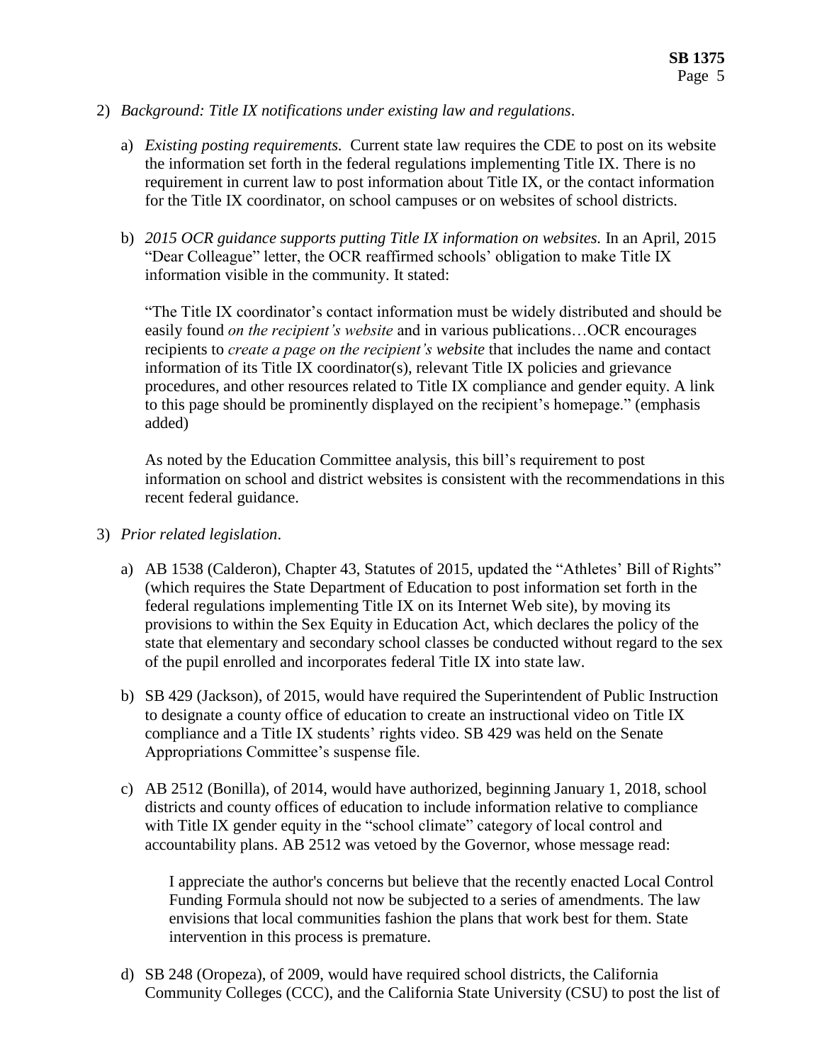2) *Background: Title IX notifications under existing law and regulations*.

   a) *Existing posting requirements.* Current state law requires the CDE to post on its website the information set forth in the federal regulations implementing Title IX. There is no requirement in current law to post information about Title IX, or the contact information for the Title IX coordinator, on school campuses or on websites of school districts.

   b) *2015 OCR guidance supports putting Title IX information on websites.* In an April, 2015 "Dear Colleague" letter, the OCR reaffirmed schools' obligation to make Title IX information visible in the community. It stated:

      "The Title IX coordinator's contact information must be widely distributed and should be easily found *on the recipient's website* and in various publications…OCR encourages recipients to *create a page on the recipient's website* that includes the name and contact information of its Title IX coordinator(s), relevant Title IX policies and grievance procedures, and other resources related to Title IX compliance and gender equity. A link to this page should be prominently displayed on the recipient's homepage." (emphasis added)

      As noted by the Education Committee analysis, this bill's requirement to post information on school and district websites is consistent with the recommendations in this recent federal guidance.

3) *Prior related legislation*.

   a) AB 1538 (Calderon), Chapter 43, Statutes of 2015, updated the "Athletes' Bill of Rights" (which requires the State Department of Education to post information set forth in the federal regulations implementing Title IX on its Internet Web site), by moving its provisions to within the Sex Equity in Education Act, which declares the policy of the state that elementary and secondary school classes be conducted without regard to the sex of the pupil enrolled and incorporates federal Title IX into state law.

   b) SB 429 (Jackson), of 2015, would have required the Superintendent of Public Instruction to designate a county office of education to create an instructional video on Title IX compliance and a Title IX students' rights video. SB 429 was held on the Senate Appropriations Committee's suspense file.

   c) AB 2512 (Bonilla), of 2014, would have authorized, beginning January 1, 2018, school districts and county offices of education to include information relative to compliance with Title IX gender equity in the "school climate" category of local control and accountability plans. AB 2512 was vetoed by the Governor, whose message read:

      > I appreciate the author's concerns but believe that the recently enacted Local Control Funding Formula should not now be subjected to a series of amendments. The law envisions that local communities fashion the plans that work best for them. State intervention in this process is premature.

   d) SB 248 (Oropeza), of 2009, would have required school districts, the California Community Colleges (CCC), and the California State University (CSU) to post the list of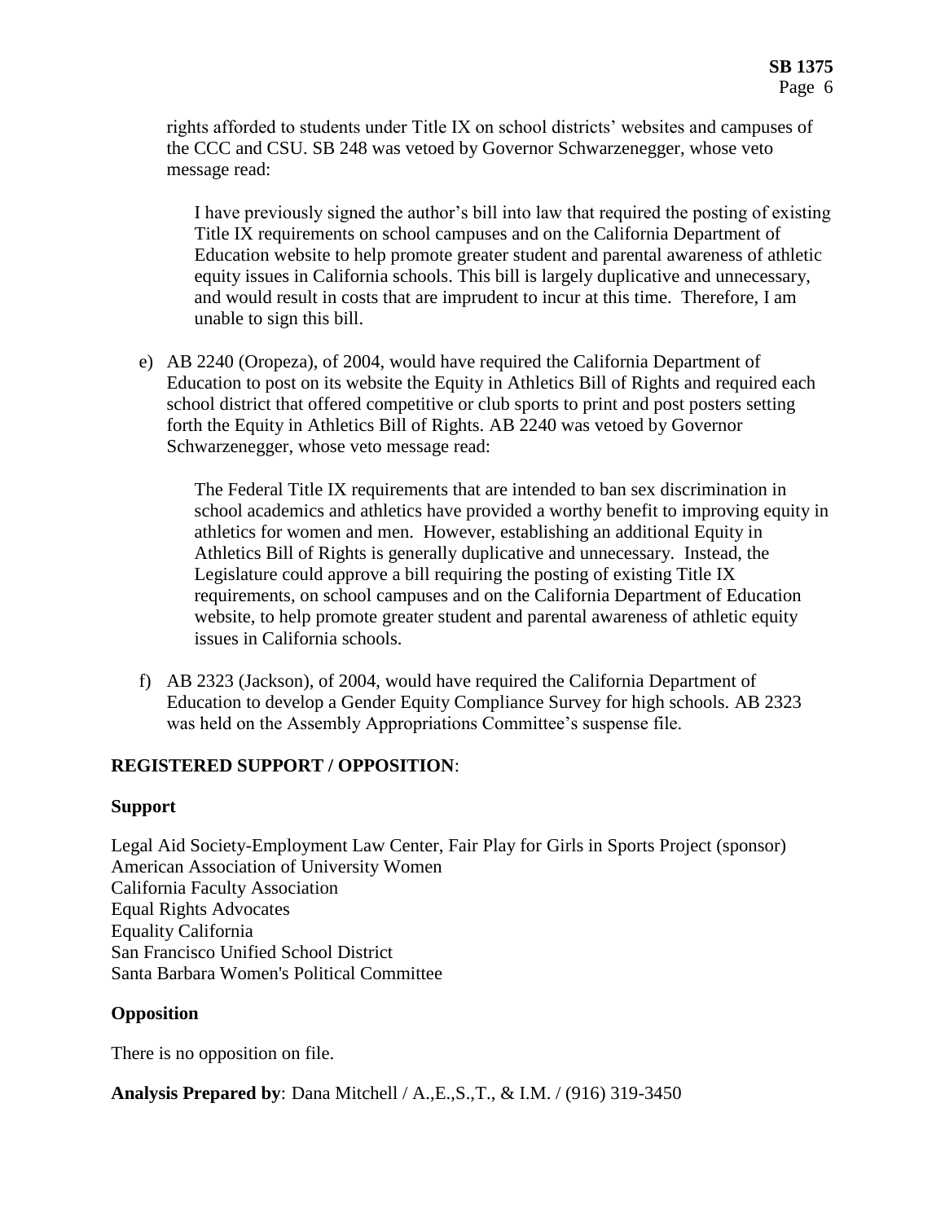rights afforded to students under Title IX on school districts' websites and campuses of the CCC and CSU. SB 248 was vetoed by Governor Schwarzenegger, whose veto message read:

> I have previously signed the author's bill into law that required the posting of existing Title IX requirements on school campuses and on the California Department of Education website to help promote greater student and parental awareness of athletic equity issues in California schools. This bill is largely duplicative and unnecessary, and would result in costs that are imprudent to incur at this time. Therefore, I am unable to sign this bill.

e) AB 2240 (Oropeza), of 2004, would have required the California Department of Education to post on its website the Equity in Athletics Bill of Rights and required each school district that offered competitive or club sports to print and post posters setting forth the Equity in Athletics Bill of Rights. AB 2240 was vetoed by Governor Schwarzenegger, whose veto message read:

> The Federal Title IX requirements that are intended to ban sex discrimination in school academics and athletics have provided a worthy benefit to improving equity in athletics for women and men. However, establishing an additional Equity in Athletics Bill of Rights is generally duplicative and unnecessary. Instead, the Legislature could approve a bill requiring the posting of existing Title IX requirements, on school campuses and on the California Department of Education website, to help promote greater student and parental awareness of athletic equity issues in California schools.

f) AB 2323 (Jackson), of 2004, would have required the California Department of Education to develop a Gender Equity Compliance Survey for high schools. AB 2323 was held on the Assembly Appropriations Committee's suspense file.

**REGISTERED SUPPORT / OPPOSITION**:

**Support**

Legal Aid Society-Employment Law Center, Fair Play for Girls in Sports Project (sponsor)
American Association of University Women
California Faculty Association
Equal Rights Advocates
Equality California
San Francisco Unified School District
Santa Barbara Women's Political Committee

**Opposition**

There is no opposition on file.

**Analysis Prepared by**: Dana Mitchell / A.,E.,S.,T., & I.M. / (916) 319-3450